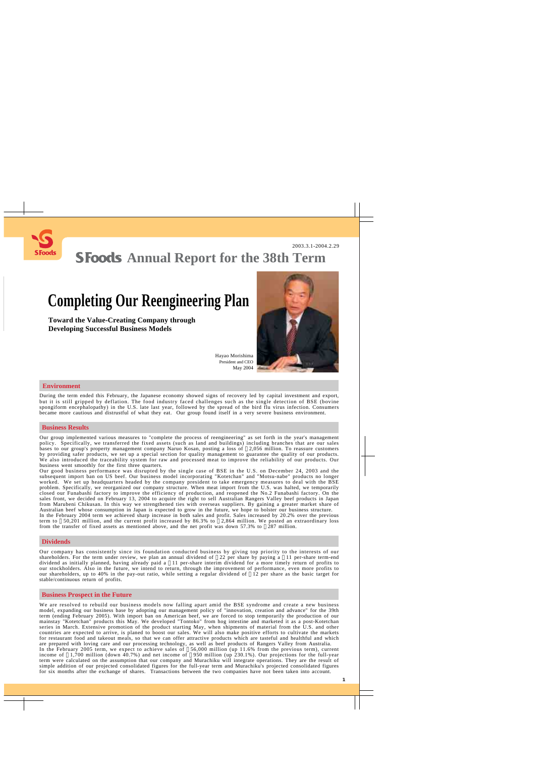2003.3.1-2004.2.29

# S Foods Annual Report for the 38th Term

# Completing Our Reengineering Plan

**Toward the Value-Creating Company through Developing Successful Business Models**

Hayao Morishima
President and CEO
May 2004

## Environment

During the term ended this February, the Japanese economy showed signs of recovery led by capital investment and export, but it is still gripped by deflation. The food industry faced challenges such as the single detection of BSE (bovine spongiform encephalopathy) in the U.S. late last year, followed by the spread of the bird flu virus infection. Consumers became more cautious and distrustful of what they eat. Our group found itself in a very severe business environment.

## Business Results

Our group implemented various measures to "complete the process of reengineering" as set forth in the year's management policy. Specifically, we transferred the fixed assets (such as land and buildings) including branches that are our sales bases to our group's property management company Naruo Kosan, posting a loss of ¥2,056 million. To reassure customers by providing safer products, we set up a special section for quality management to guarantee the quality of our products. We also introduced the traceability system for raw and processed meat to improve the reliability of our products. Our business went smoothly for the first three quarters.

Our good business performance was disrupted by the single case of BSE in the U.S. on December 24, 2003 and the subsequent import ban on US beef. Our business model incorporating "Kotetchan" and "Motsu-nabe" products no longer worked. We set up headquarters headed by the company president to take emergency measures to deal with the BSE problem. Specifically, we reorganized our company structure. When meat import from the U.S. was halted, we temporarily closed our Funabashi factory to improve the efficiency of production, and reopened the No.2 Funabashi factory. On the sales front, we decided on February 13, 2004 to acquire the right to sell Australian Rangers Valley beef products in Japan from Marubeni Chikusan. In this way we strengthened ties with overseas suppliers. By gaining a greater market share of Australian beef whose consumption in Japan is expected to grow in the future, we hope to bolster our business structure.

In the February 2004 term we achieved sharp increase in both sales and profit. Sales increased by 20.2% over the previous term to ¥50,201 million, and the current profit increased by 86.3% to ¥2,864 million. We posted an extraordinary loss from the transfer of fixed assets as mentioned above, and the net profit was down 57.3% to ¥287 million.

## Dividends

Our company has consistently since its foundation conducted business by giving top priority to the interests of our shareholders. For the term under review, we plan an annual dividend of ¥22 per share by paying a ¥11 per-share term-end dividend as initially planned, having already paid a ¥11 per-share interim dividend for a more timely return of profits to our stockholders. Also in the future, we intend to return, through the improvement of performance, even more profits to our shareholders, up to 40% in the pay-out ratio, while setting a regular dividend of ¥12 per share as the basic target for stable/continuous return of profits.

## Business Prospect in the Future

We are resolved to rebuild our business models now falling apart amid the BSE syndrome and create a new business model, expanding our business base by adopting our management policy of "innovation, creation and advance" for the 39th term (ending February 2005). With import ban on American beef, we are forced to stop temporarily the production of our mainstay "Kotetchan" products this May. We developed "Tontoko" from hog intestine and marketed it as a post-Kotetchan series in March. Extensive promotion of the product starting May, when shipments of material from the U.S. and other countries are expected to arrive, is planed to boost our sales. We will also make positive efforts to cultivate the markets for restaurant food and takeout meals, so that we can offer attractive products which are tasteful and healthful and which are prepared with loving care and our processing technology, as well as beef products of Rangers Valley from Australia.

In the February 2005 term, we expect to achieve sales of ¥56,000 million (up 11.6% from the previous term), current income of ¥1,700 million (down 40.7%) and net income of ¥950 million (up 230.1%). Our projections for the full-year term were calculated on the assumption that our company and Murachiku will integrate operations. They are the result of simple addition of our projected consolidated figures for the full-year term and Murachiku's projected consolidated figures for six months after the exchange of shares. Transactions between the two companies have not been taken into account.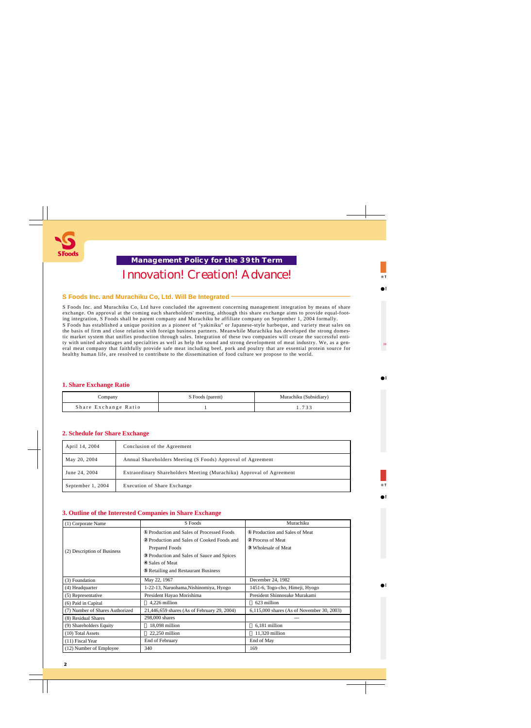## Management Policy for the 39th Term

# Innovation! Creation! Advance!

### S Foods Inc. and Murachiku Co, Ltd. Will Be Integrated

S Foods Inc. and Murachiku Co, Ltd have concluded the agreement concerning management integration by means of share exchange. On approval at the coming each shareholders' meeting, although this share exchange aims to provide equal-footing integration, S Foods shall be parent company and Murachiku be affiliate company on September 1, 2004 formally.

S Foods has established a unique position as a pioneer of "yakiniku" or Japanese-style barbeque, and variety meat sales on the basis of firm and close relation with foreign business partners. Meanwhile Murachiku has developed the strong domestic market system that unifies production through sales. Integration of these two companies will create the successful entity with united advantages and specialties as well as help the sound and strong development of meat industry. We, as a general meat company that faithfully provide safe meat including beef, pork and poultry that are essential protein source for healthy human life, are resolved to contribute to the dissemination of food culture we propose to the world.

### 1. Share Exchange Ratio

| Company | S Foods (parent) | Murachiku (Subsidiary) |
|---|---|---|
| Share Exchange Ratio | 1 | 1.733 |

### 2. Schedule for Share Exchange

| | |
|---|---|
| April 14, 2004 | Conclusion of the Agreement |
| May 20, 2004 | Annual Shareholders Meeting (S Foods) Approval of Agreement |
| June 24, 2004 | Extraordinary Shareholders Meeting (Murachiku) Approval of Agreement |
| September 1, 2004 | Execution of Share Exchange |

### 3. Outline of the Interested Companies in Share Exchange

| (1) Corporate Name | S Foods | Murachiku |
|---|---|---|
| (2) Description of Business | ① Production and Sales of Processed Foods<br>② Production and Sales of Cooked Foods and Prepared Foods<br>③ Production and Sales of Sauce and Spices<br>④ Sales of Meat<br>⑤ Retailing and Restaurant Business | ① Production and Sales of Meat<br>② Process of Meat<br>③ Wholesale of Meat |
| (3) Foundation | May 22, 1967 | December 24, 1982 |
| (4) Headquarter | 1-22-13, Naruohama,Nishinomiya, Hyogo | 1451-6, Togo-cho, Himeji, Hyogo |
| (5) Representative | President Hayao Morishima | President Shinnosuke Murakami |
| (6) Paid in Capital | ¥4,226 million | ¥623 million |
| (7) Number of Shares Authorized | 21,446,659 shares (As of February 29, 2004) | 6,115,000 shares (As of November 30, 2003) |
| (8) Residual Shares | 298,000 shares | --- |
| (9) Shareholders Equity | ¥18,098 million | ¥6,181 million |
| (10) Total Assets | ¥22,250 million | ¥11,320 million |
| (11) Fiscal Year | End of February | End of May |
| (12) Number of Employee | 340 | 169 |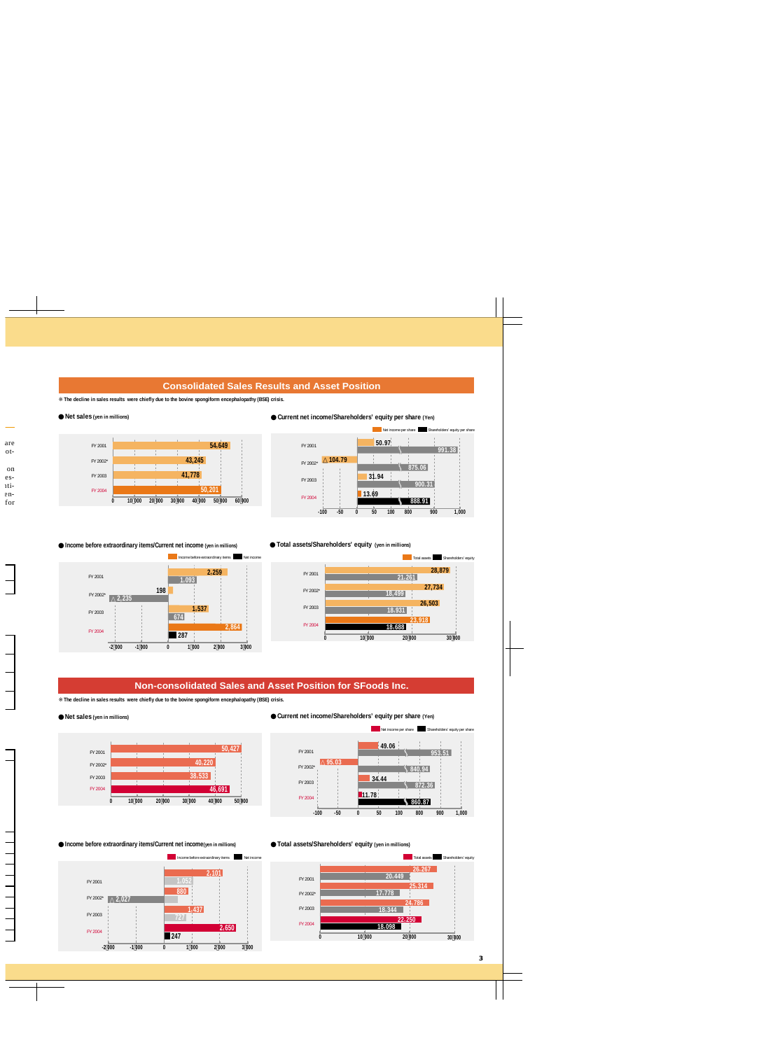## Consolidated Sales Results and Asset Position

※ The decline in sales results were chiefly due to the bovine spongiform encephalopathy (BSE) crisis.

### Net sales (yen in millions)

| | Net sales |
|---|---|
| FY 2001 | 54,649 |
| FY 2002* | 43,245 |
| FY 2003 | 41,778 |
| FY 2004 | 50,201 |

### Current net income/Shareholders' equity per share (Yen)

| | Net income per share | Shareholders' equity per share |
|---|---|---|
| FY 2001 | 50.97 | 991.38 |
| FY 2002* | △ 104.79 | 875.06 |
| FY 2003 | 31.94 | 900.31 |
| FY 2004 | 13.69 | 888.91 |

### Income before extraordinary items/Current net income (yen in millions)

| | Income before extraordinary items | Net income |
|---|---|---|
| FY 2001 | 2,259 | 1,093 |
| FY 2002* | 198 | △ 2,235 |
| FY 2003 | 1,537 | 674 |
| FY 2004 | 2,864 | 287 |

### Total assets/Shareholders' equity (yen in millions)

| | Total assets | Shareholders' equity |
|---|---|---|
| FY 2001 | 28,879 | 21,261 |
| FY 2002* | 27,734 | 18,499 |
| FY 2003 | 26,503 | 18,931 |
| FY 2004 | 23,918 | 18,688 |

## Non-consolidated Sales and Asset Position for SFoods Inc.

※ The decline in sales results were chiefly due to the bovine spongiform encephalopathy (BSE) crisis.

### Net sales (yen in millions)

| | Net sales |
|---|---|
| FY 2001 | 50,427 |
| FY 2002* | 40,220 |
| FY 2003 | 38,533 |
| FY 2004 | 46,691 |

### Current net income/Shareholders' equity per share (Yen)

| | Net income per share | Shareholders' equity per share |
|---|---|---|
| FY 2001 | 49.06 | 953.51 |
| FY 2002* | △ 95.03 | 840.94 |
| FY 2003 | 34.44 | 872.36 |
| FY 2004 | 11.78 | 860.87 |

### Income before extraordinary items/Current net income (yen in millions)

| | Income before extraordinary items | Net income |
|---|---|---|
| FY 2001 | 2,101 | 1,052 |
| FY 2002* | 880 | △ 2,027 |
| FY 2003 | 1,437 | 727 |
| FY 2004 | 2,650 | 247 |

### Total assets/Shareholders' equity (yen in millions)

| | Total assets | Shareholders' equity |
|---|---|---|
| FY 2001 | 26,267 | 20,449 |
| FY 2002* | 25,314 | 17,778 |
| FY 2003 | 24,786 | 18,344 |
| FY 2004 | 22,250 | 18,098 |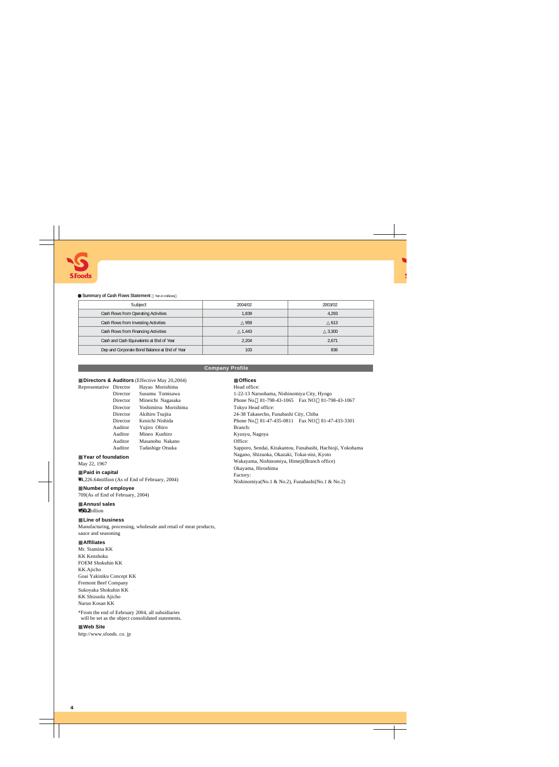● **Summary of Cash Flows Statement** （Yen in millions）

| Subject | 2004/02 | 2003/02 |
|---|---|---|
| Cash Flows from Operating Activities | 1,839 | 4,293 |
| Cash Flows from Investing Activities | △ 959 | △ 613 |
| Cash Flows from Financing Activities | △ 1,443 | △ 3,300 |
| Cash and Cash Equivalents at End of Year | 2,204 | 2,671 |
| Dep and Corporate Bond Balance at End of Year | 103 | 836 |

## Company Profile

### Directors & Auditors (Effective May 20,2004)

| | |
|---|---|
| Representative Director | Hayao Morishima |
| Director | Susumu Tomisawa |
| Director | Mineichi Nagasaka |
| Director | Yoshimitsu Morishima |
| Director | Akihiro Tsujita |
| Director | Kenichi Nishida |
| Auditor | Yujiro Ohiro |
| Auditor | Mineo Kushiro |
| Auditor | Masanobu Nakano |
| Auditor | Tadashige Otsuka |

### Year of foundation

May 22, 1967

### Paid in capital

¥4,226.64million (As of End of February, 2004)

### Number of employee

709(As of End of February, 2004)

### Annusl sales

**¥50.2**billion

### Line of business

Manufacturing, processing, wholesale and retail of meat products, sauce and seasoning

### Affiliates

Mr. Stamina KK
KK Kenshoku
FOEM Shokuhin KK
KK.Ajicho
Goai Yakiniku Concept KK
Fremont Beef Company
Sukoyaka Shokuhin KK
KK Shizuola Ajicho
Naruo Kosan KK

*From the end of Eebruary 2004, all subsidiaries will be set as the object consolidated statements.

### Web Site

http://www.sfoods. co. jp

### Offices

Head office:
1-22-13 Naruohama, Nishinomiya City, Hyogo
Phone No.：81-798-43-1065　Fax NO.：81-798-43-1067
Tokyo Head office:
24-38 Takasecho, Funabashi City, Chiba
Phone No.：81-47-435-0811　Fax NO.：81-47-433-3301
Branch:
Kyusyu, Nagoya
Office:
Sapporo, Sendai, Kitakantou, Funabashi, Hachioji, Yokohama
Nagano, Shizuoka, Okazaki, Tokai-nisi, Kyoto
Wakayama, Nishinomiya, Himeji(Branch office)
Okayama, Hiroshima
Factory:
Nishinomiya(No.1 & No.2), Funabashi(No.1 & No.2)